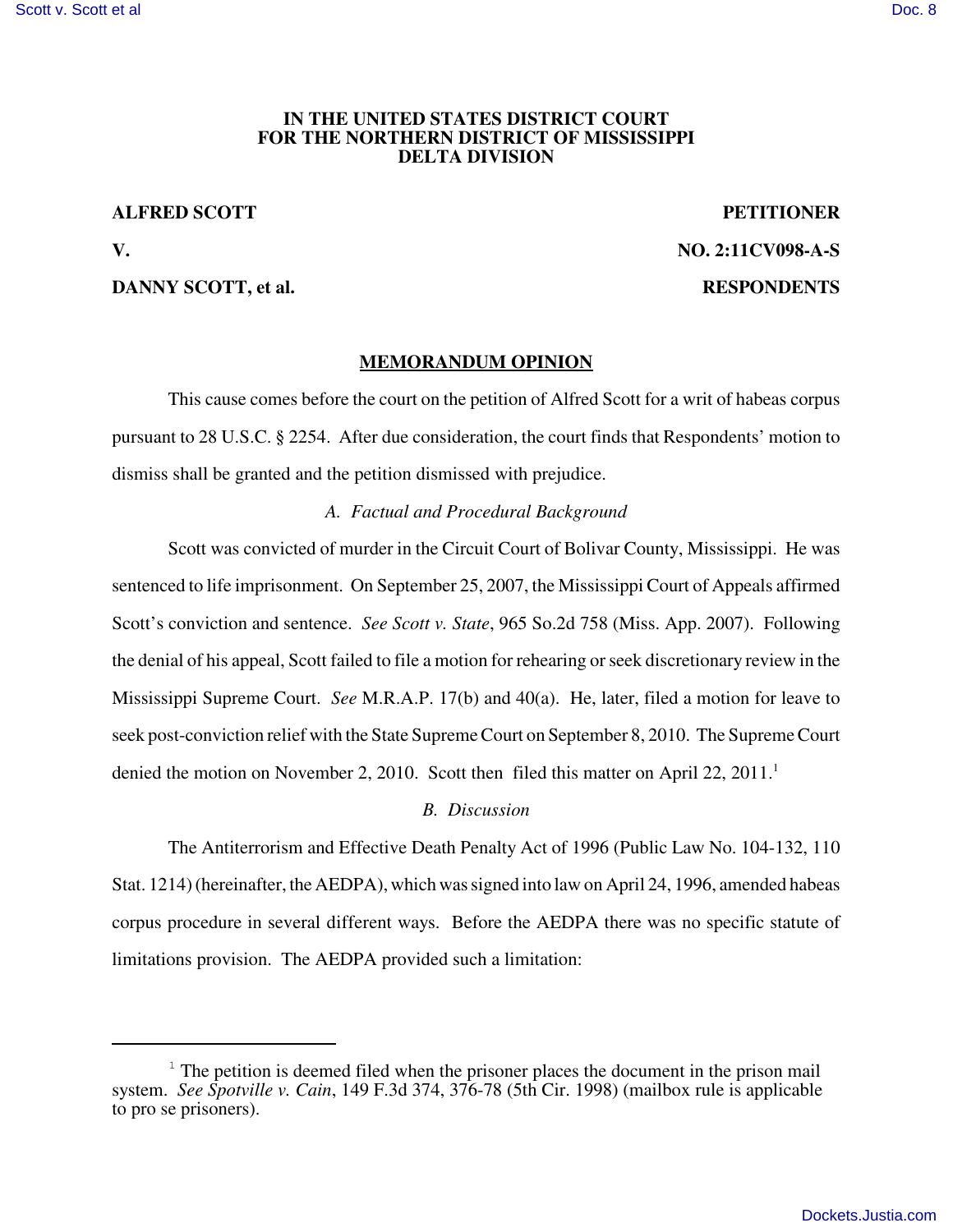**IN THE UNITED STATES DISTRICT COURT**
**FOR THE NORTHERN DISTRICT OF MISSISSIPPI**
**DELTA DIVISION**

**ALFRED SCOTT** **PETITIONER**

**V.** **NO. 2:11CV098-A-S**

**DANNY SCOTT, et al.** **RESPONDENTS**

## MEMORANDUM OPINION

This cause comes before the court on the petition of Alfred Scott for a writ of habeas corpus pursuant to 28 U.S.C. § 2254. After due consideration, the court finds that Respondents' motion to dismiss shall be granted and the petition dismissed with prejudice.

### *A. Factual and Procedural Background*

Scott was convicted of murder in the Circuit Court of Bolivar County, Mississippi. He was sentenced to life imprisonment. On September 25, 2007, the Mississippi Court of Appeals affirmed Scott's conviction and sentence. *See Scott v. State*, 965 So.2d 758 (Miss. App. 2007). Following the denial of his appeal, Scott failed to file a motion for rehearing or seek discretionary review in the Mississippi Supreme Court. *See* M.R.A.P. 17(b) and 40(a). He, later, filed a motion for leave to seek post-conviction relief with the State Supreme Court on September 8, 2010. The Supreme Court denied the motion on November 2, 2010. Scott then filed this matter on April 22, 2011.[1]

### *B. Discussion*

The Antiterrorism and Effective Death Penalty Act of 1996 (Public Law No. 104-132, 110 Stat. 1214) (hereinafter, the AEDPA), which was signed into law on April 24, 1996, amended habeas corpus procedure in several different ways. Before the AEDPA there was no specific statute of limitations provision. The AEDPA provided such a limitation:

---

[1] The petition is deemed filed when the prisoner places the document in the prison mail system. *See Spotville v. Cain*, 149 F.3d 374, 376-78 (5th Cir. 1998) (mailbox rule is applicable to pro se prisoners).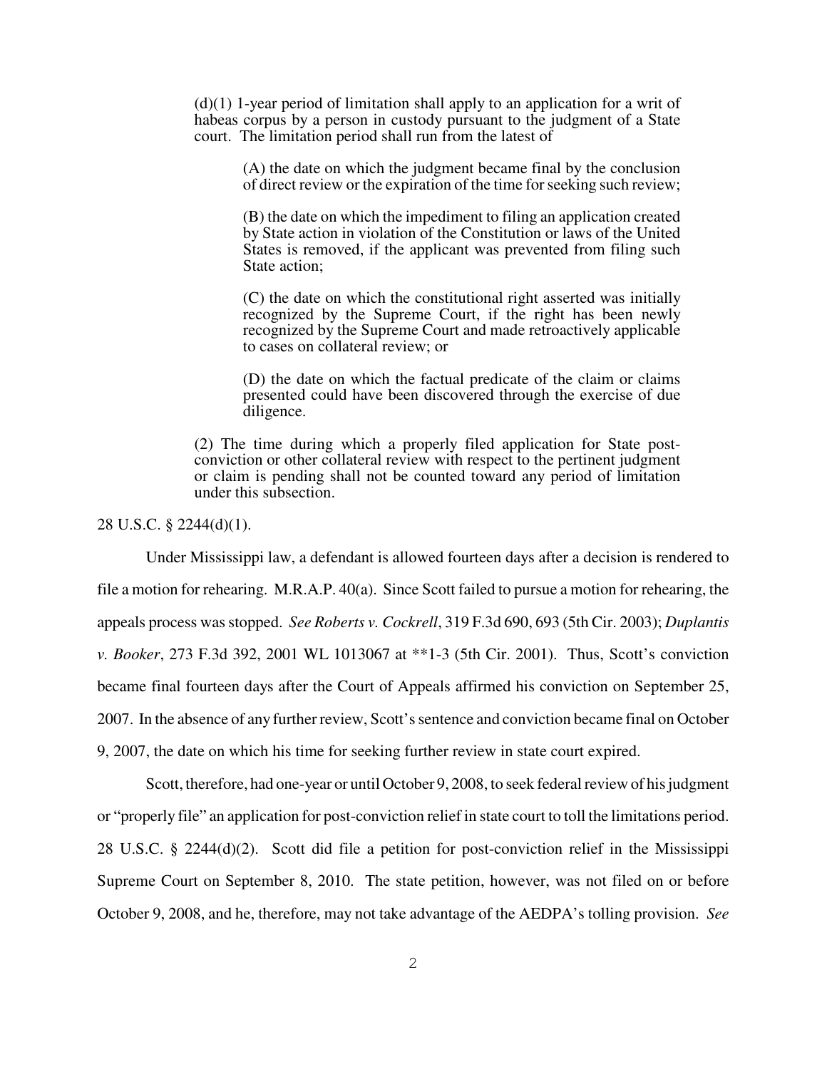> (d)(1) 1-year period of limitation shall apply to an application for a writ of habeas corpus by a person in custody pursuant to the judgment of a State court. The limitation period shall run from the latest of
>
> > (A) the date on which the judgment became final by the conclusion of direct review or the expiration of the time for seeking such review;
> >
> > (B) the date on which the impediment to filing an application created by State action in violation of the Constitution or laws of the United States is removed, if the applicant was prevented from filing such State action;
> >
> > (C) the date on which the constitutional right asserted was initially recognized by the Supreme Court, if the right has been newly recognized by the Supreme Court and made retroactively applicable to cases on collateral review; or
> >
> > (D) the date on which the factual predicate of the claim or claims presented could have been discovered through the exercise of due diligence.
>
> (2) The time during which a properly filed application for State post-conviction or other collateral review with respect to the pertinent judgment or claim is pending shall not be counted toward any period of limitation under this subsection.

28 U.S.C. § 2244(d)(1).

Under Mississippi law, a defendant is allowed fourteen days after a decision is rendered to file a motion for rehearing. M.R.A.P. 40(a). Since Scott failed to pursue a motion for rehearing, the appeals process was stopped. *See Roberts v. Cockrell*, 319 F.3d 690, 693 (5th Cir. 2003); *Duplantis v. Booker*, 273 F.3d 392, 2001 WL 1013067 at **1-3 (5th Cir. 2001). Thus, Scott's conviction became final fourteen days after the Court of Appeals affirmed his conviction on September 25, 2007. In the absence of any further review, Scott's sentence and conviction became final on October 9, 2007, the date on which his time for seeking further review in state court expired.

Scott, therefore, had one-year or until October 9, 2008, to seek federal review of his judgment or "properly file" an application for post-conviction relief in state court to toll the limitations period. 28 U.S.C. § 2244(d)(2). Scott did file a petition for post-conviction relief in the Mississippi Supreme Court on September 8, 2010. The state petition, however, was not filed on or before October 9, 2008, and he, therefore, may not take advantage of the AEDPA's tolling provision. *See*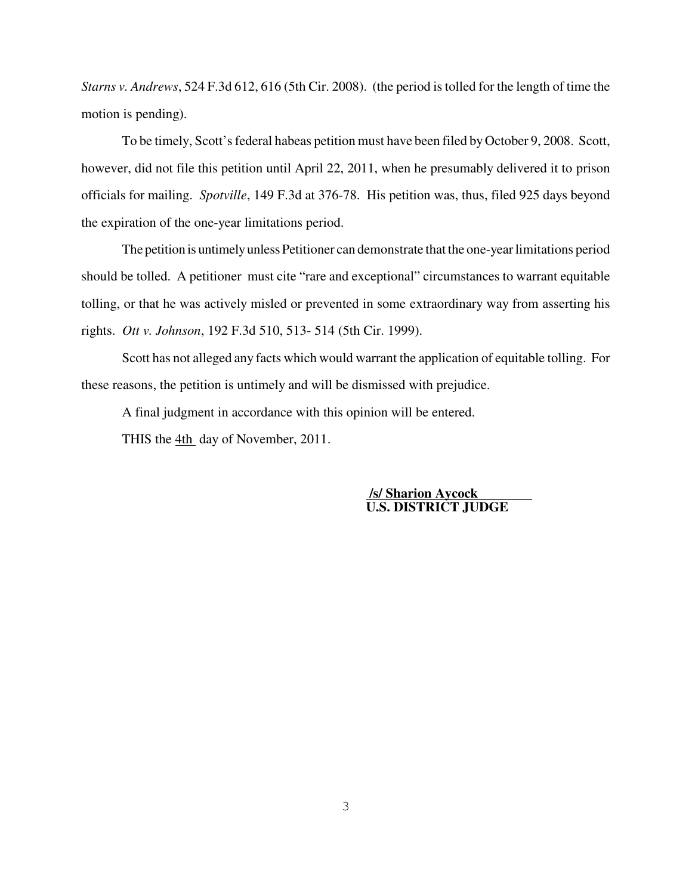*Starns v. Andrews*, 524 F.3d 612, 616 (5th Cir. 2008). (the period is tolled for the length of time the motion is pending).

To be timely, Scott's federal habeas petition must have been filed by October 9, 2008. Scott, however, did not file this petition until April 22, 2011, when he presumably delivered it to prison officials for mailing. *Spotville*, 149 F.3d at 376-78. His petition was, thus, filed 925 days beyond the expiration of the one-year limitations period.

The petition is untimely unless Petitioner can demonstrate that the one-year limitations period should be tolled. A petitioner must cite "rare and exceptional" circumstances to warrant equitable tolling, or that he was actively misled or prevented in some extraordinary way from asserting his rights. *Ott v. Johnson*, 192 F.3d 510, 513- 514 (5th Cir. 1999).

Scott has not alleged any facts which would warrant the application of equitable tolling. For these reasons, the petition is untimely and will be dismissed with prejudice.

A final judgment in accordance with this opinion will be entered.

THIS the 4th day of November, 2011.

**/s/ Sharion Aycock**
**U.S. DISTRICT JUDGE**